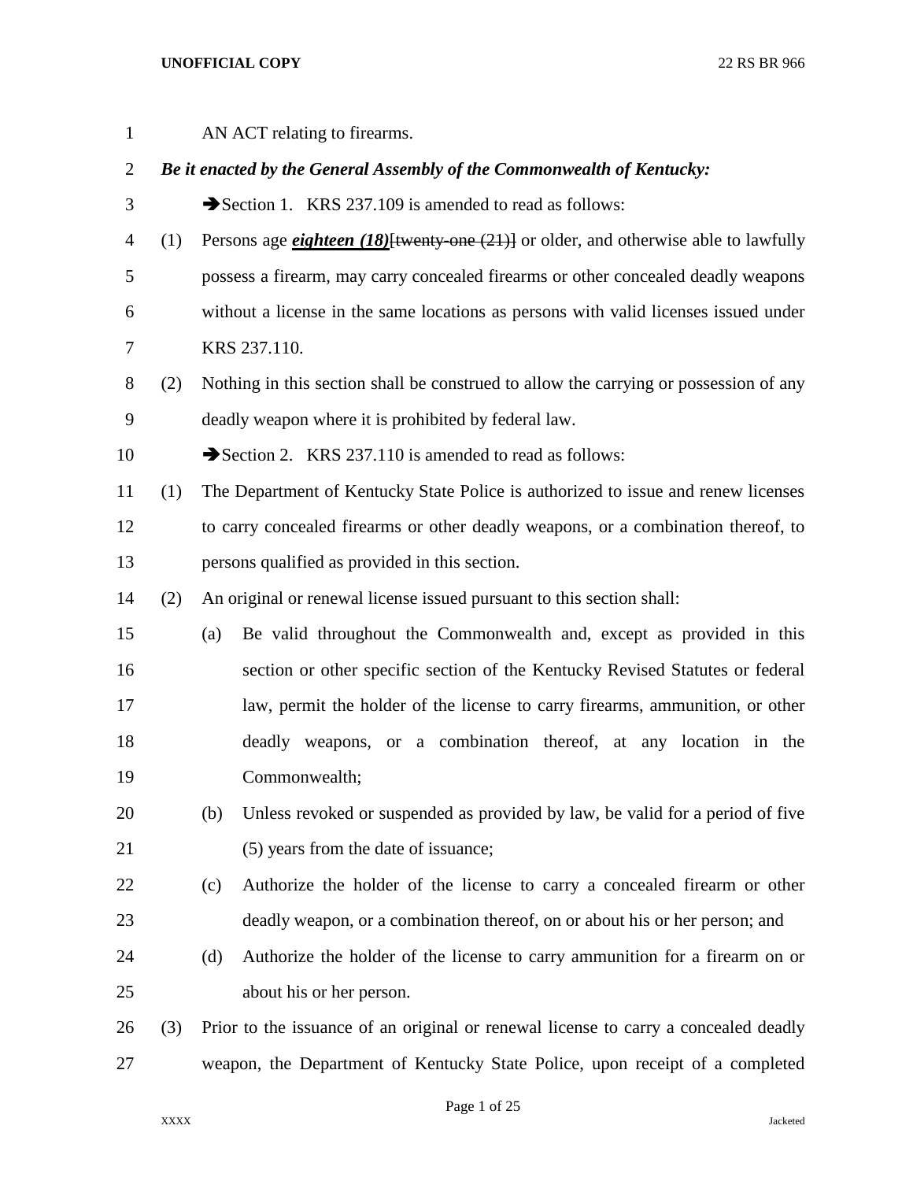AN ACT relating to firearms.

***Be it enacted by the General Assembly of the Commonwealth of Kentucky:***

➔Section 1. KRS 237.109 is amended to read as follows:

(1) Persons age ***eighteen (18)***[~~twenty-one (21)~~] or older, and otherwise able to lawfully possess a firearm, may carry concealed firearms or other concealed deadly weapons without a license in the same locations as persons with valid licenses issued under KRS 237.110.

(2) Nothing in this section shall be construed to allow the carrying or possession of any deadly weapon where it is prohibited by federal law.

➔Section 2. KRS 237.110 is amended to read as follows:

(1) The Department of Kentucky State Police is authorized to issue and renew licenses to carry concealed firearms or other deadly weapons, or a combination thereof, to persons qualified as provided in this section.

(2) An original or renewal license issued pursuant to this section shall:

(a) Be valid throughout the Commonwealth and, except as provided in this section or other specific section of the Kentucky Revised Statutes or federal law, permit the holder of the license to carry firearms, ammunition, or other deadly weapons, or a combination thereof, at any location in the Commonwealth;

(b) Unless revoked or suspended as provided by law, be valid for a period of five (5) years from the date of issuance;

(c) Authorize the holder of the license to carry a concealed firearm or other deadly weapon, or a combination thereof, on or about his or her person; and

(d) Authorize the holder of the license to carry ammunition for a firearm on or about his or her person.

(3) Prior to the issuance of an original or renewal license to carry a concealed deadly weapon, the Department of Kentucky State Police, upon receipt of a completed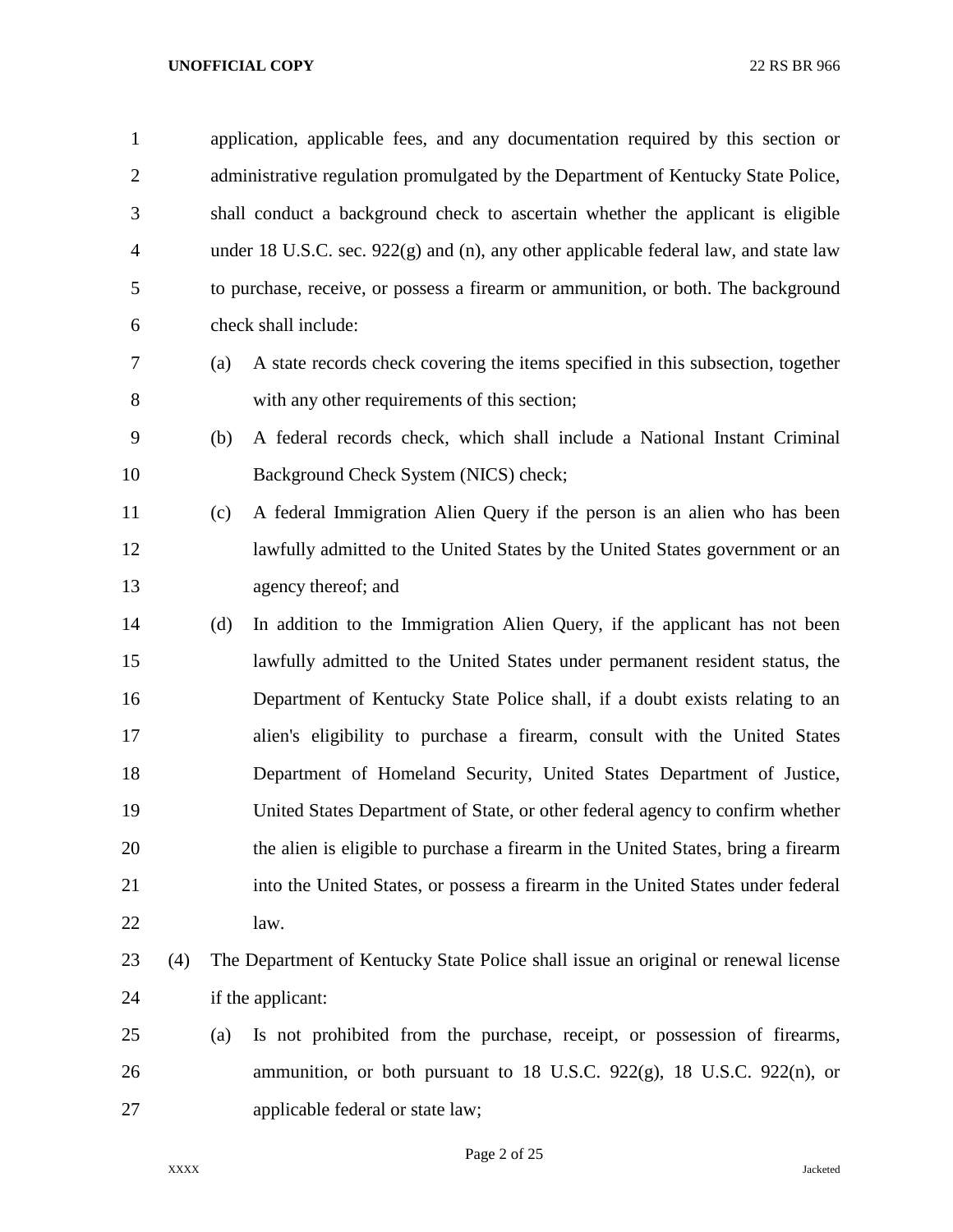application, applicable fees, and any documentation required by this section or administrative regulation promulgated by the Department of Kentucky State Police, shall conduct a background check to ascertain whether the applicant is eligible under 18 U.S.C. sec. 922(g) and (n), any other applicable federal law, and state law to purchase, receive, or possess a firearm or ammunition, or both. The background check shall include:

(a) A state records check covering the items specified in this subsection, together with any other requirements of this section;

(b) A federal records check, which shall include a National Instant Criminal Background Check System (NICS) check;

(c) A federal Immigration Alien Query if the person is an alien who has been lawfully admitted to the United States by the United States government or an agency thereof; and

(d) In addition to the Immigration Alien Query, if the applicant has not been lawfully admitted to the United States under permanent resident status, the Department of Kentucky State Police shall, if a doubt exists relating to an alien's eligibility to purchase a firearm, consult with the United States Department of Homeland Security, United States Department of Justice, United States Department of State, or other federal agency to confirm whether the alien is eligible to purchase a firearm in the United States, bring a firearm into the United States, or possess a firearm in the United States under federal law.

(4) The Department of Kentucky State Police shall issue an original or renewal license if the applicant:

(a) Is not prohibited from the purchase, receipt, or possession of firearms, ammunition, or both pursuant to 18 U.S.C. 922(g), 18 U.S.C. 922(n), or applicable federal or state law;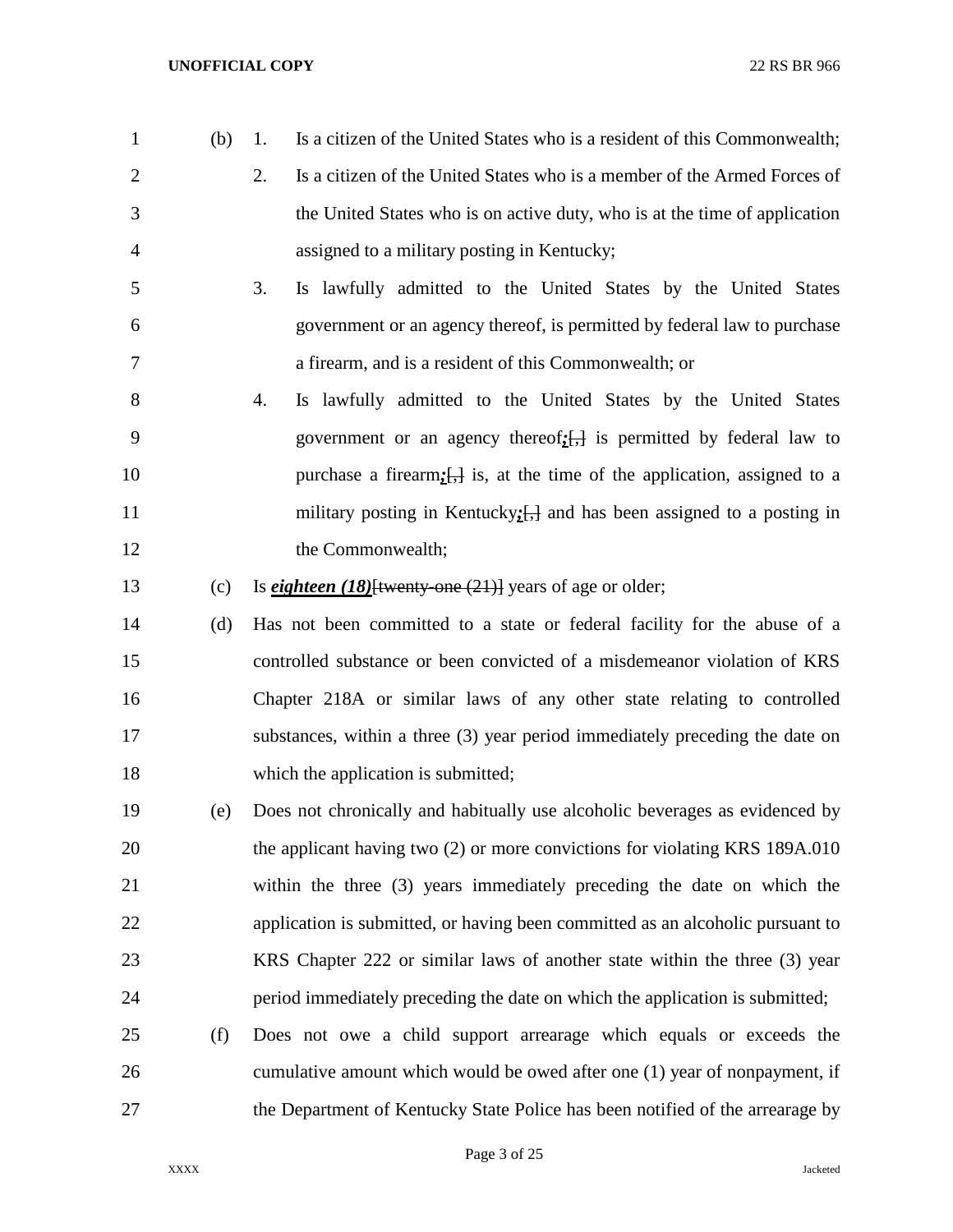(b) 1. Is a citizen of the United States who is a resident of this Commonwealth;

2. Is a citizen of the United States who is a member of the Armed Forces of the United States who is on active duty, who is at the time of application assigned to a military posting in Kentucky;

3. Is lawfully admitted to the United States by the United States government or an agency thereof, is permitted by federal law to purchase a firearm, and is a resident of this Commonwealth; or

4. Is lawfully admitted to the United States by the United States government or an agency thereof***;***~~[,]~~ is permitted by federal law to purchase a firearm***;***~~[,]~~ is, at the time of the application, assigned to a military posting in Kentucky***;***~~[,]~~ and has been assigned to a posting in the Commonwealth;

(c) Is ***eighteen (18)***~~[twenty-one (21)]~~ years of age or older;

(d) Has not been committed to a state or federal facility for the abuse of a controlled substance or been convicted of a misdemeanor violation of KRS Chapter 218A or similar laws of any other state relating to controlled substances, within a three (3) year period immediately preceding the date on which the application is submitted;

(e) Does not chronically and habitually use alcoholic beverages as evidenced by the applicant having two (2) or more convictions for violating KRS 189A.010 within the three (3) years immediately preceding the date on which the application is submitted, or having been committed as an alcoholic pursuant to KRS Chapter 222 or similar laws of another state within the three (3) year period immediately preceding the date on which the application is submitted;

(f) Does not owe a child support arrearage which equals or exceeds the cumulative amount which would be owed after one (1) year of nonpayment, if the Department of Kentucky State Police has been notified of the arrearage by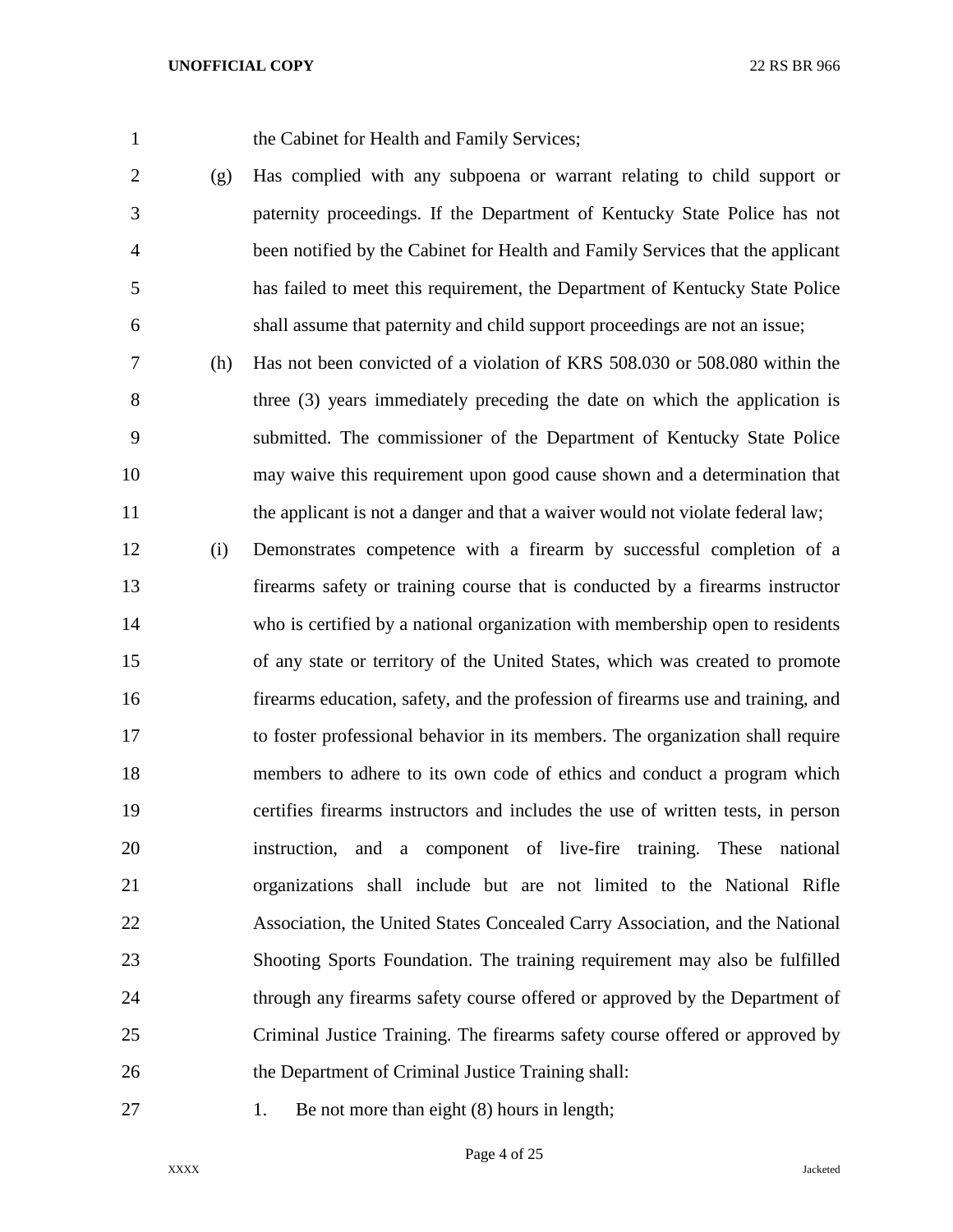the Cabinet for Health and Family Services;

(g) Has complied with any subpoena or warrant relating to child support or paternity proceedings. If the Department of Kentucky State Police has not been notified by the Cabinet for Health and Family Services that the applicant has failed to meet this requirement, the Department of Kentucky State Police shall assume that paternity and child support proceedings are not an issue;

(h) Has not been convicted of a violation of KRS 508.030 or 508.080 within the three (3) years immediately preceding the date on which the application is submitted. The commissioner of the Department of Kentucky State Police may waive this requirement upon good cause shown and a determination that the applicant is not a danger and that a waiver would not violate federal law;

(i) Demonstrates competence with a firearm by successful completion of a firearms safety or training course that is conducted by a firearms instructor who is certified by a national organization with membership open to residents of any state or territory of the United States, which was created to promote firearms education, safety, and the profession of firearms use and training, and to foster professional behavior in its members. The organization shall require members to adhere to its own code of ethics and conduct a program which certifies firearms instructors and includes the use of written tests, in person instruction, and a component of live-fire training. These national organizations shall include but are not limited to the National Rifle Association, the United States Concealed Carry Association, and the National Shooting Sports Foundation. The training requirement may also be fulfilled through any firearms safety course offered or approved by the Department of Criminal Justice Training. The firearms safety course offered or approved by the Department of Criminal Justice Training shall:

1. Be not more than eight (8) hours in length;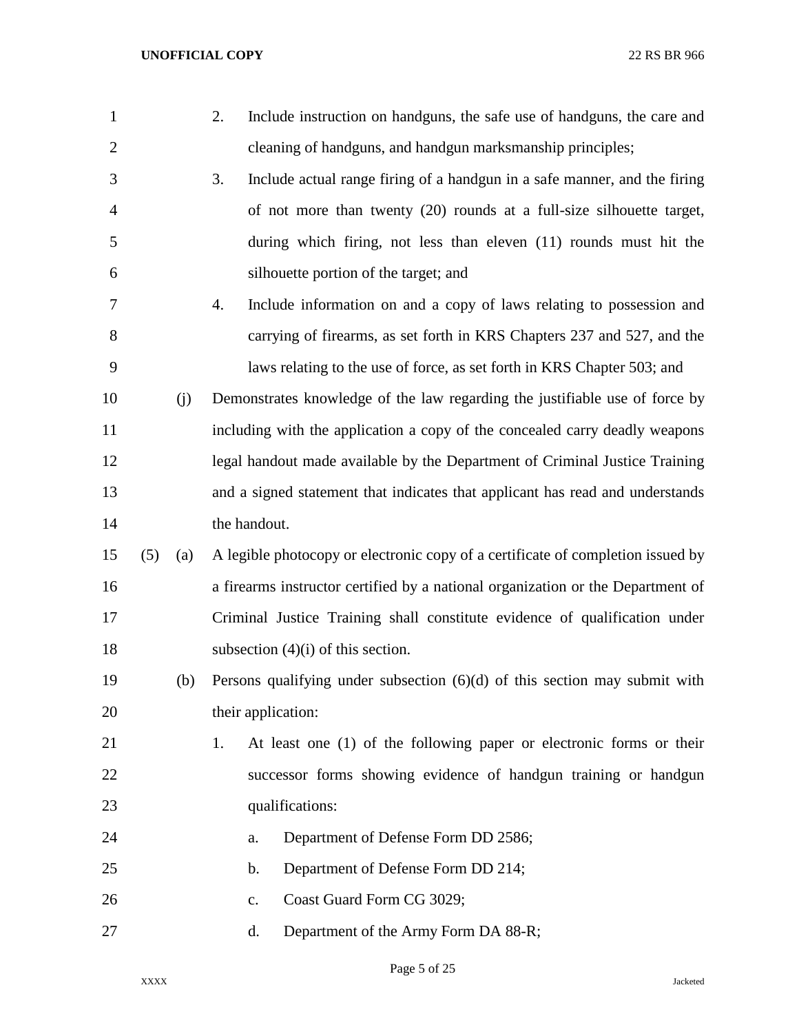2. Include instruction on handguns, the safe use of handguns, the care and cleaning of handguns, and handgun marksmanship principles;

3. Include actual range firing of a handgun in a safe manner, and the firing of not more than twenty (20) rounds at a full-size silhouette target, during which firing, not less than eleven (11) rounds must hit the silhouette portion of the target; and

4. Include information on and a copy of laws relating to possession and carrying of firearms, as set forth in KRS Chapters 237 and 527, and the laws relating to the use of force, as set forth in KRS Chapter 503; and

(j) Demonstrates knowledge of the law regarding the justifiable use of force by including with the application a copy of the concealed carry deadly weapons legal handout made available by the Department of Criminal Justice Training and a signed statement that indicates that applicant has read and understands the handout.

(5) (a) A legible photocopy or electronic copy of a certificate of completion issued by a firearms instructor certified by a national organization or the Department of Criminal Justice Training shall constitute evidence of qualification under subsection (4)(i) of this section.

(b) Persons qualifying under subsection (6)(d) of this section may submit with their application:

1. At least one (1) of the following paper or electronic forms or their successor forms showing evidence of handgun training or handgun qualifications:

   a. Department of Defense Form DD 2586;

   b. Department of Defense Form DD 214;

   c. Coast Guard Form CG 3029;

   d. Department of the Army Form DA 88-R;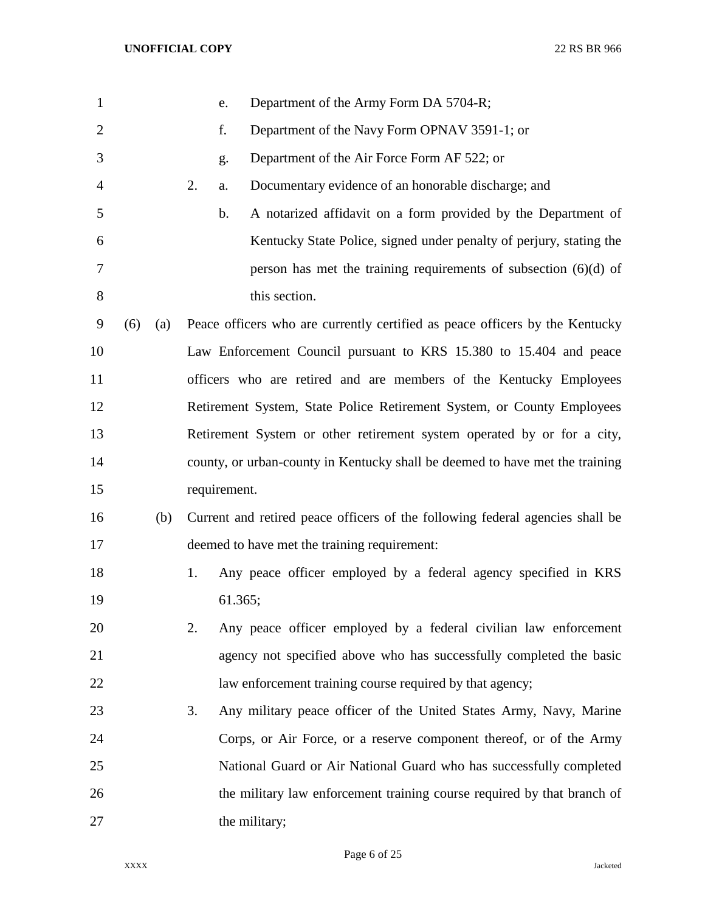e. Department of the Army Form DA 5704-R;

f. Department of the Navy Form OPNAV 3591-1; or

g. Department of the Air Force Form AF 522; or

2. a. Documentary evidence of an honorable discharge; and

b. A notarized affidavit on a form provided by the Department of Kentucky State Police, signed under penalty of perjury, stating the person has met the training requirements of subsection (6)(d) of this section.

(6) (a) Peace officers who are currently certified as peace officers by the Kentucky Law Enforcement Council pursuant to KRS 15.380 to 15.404 and peace officers who are retired and are members of the Kentucky Employees Retirement System, State Police Retirement System, or County Employees Retirement System or other retirement system operated by or for a city, county, or urban-county in Kentucky shall be deemed to have met the training requirement.

(b) Current and retired peace officers of the following federal agencies shall be deemed to have met the training requirement:

1. Any peace officer employed by a federal agency specified in KRS 61.365;

2. Any peace officer employed by a federal civilian law enforcement agency not specified above who has successfully completed the basic law enforcement training course required by that agency;

3. Any military peace officer of the United States Army, Navy, Marine Corps, or Air Force, or a reserve component thereof, or of the Army National Guard or Air National Guard who has successfully completed the military law enforcement training course required by that branch of the military;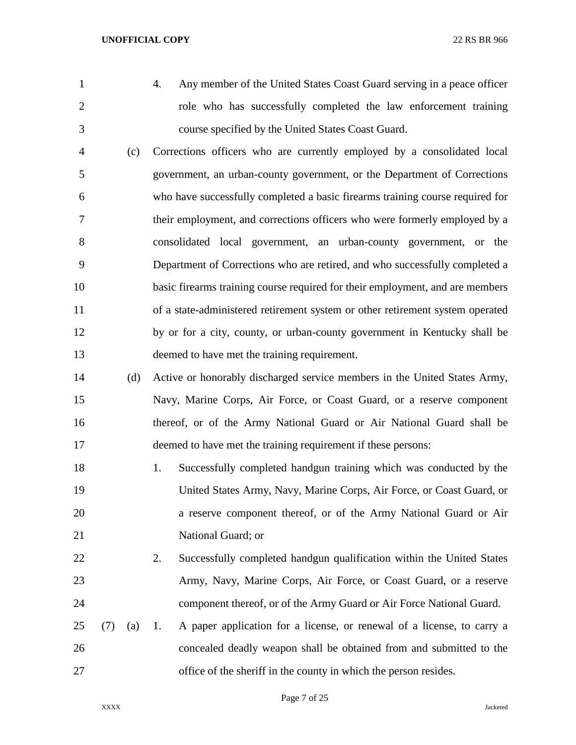4. Any member of the United States Coast Guard serving in a peace officer role who has successfully completed the law enforcement training course specified by the United States Coast Guard.

(c) Corrections officers who are currently employed by a consolidated local government, an urban-county government, or the Department of Corrections who have successfully completed a basic firearms training course required for their employment, and corrections officers who were formerly employed by a consolidated local government, an urban-county government, or the Department of Corrections who are retired, and who successfully completed a basic firearms training course required for their employment, and are members of a state-administered retirement system or other retirement system operated by or for a city, county, or urban-county government in Kentucky shall be deemed to have met the training requirement.

(d) Active or honorably discharged service members in the United States Army, Navy, Marine Corps, Air Force, or Coast Guard, or a reserve component thereof, or of the Army National Guard or Air National Guard shall be deemed to have met the training requirement if these persons:

1. Successfully completed handgun training which was conducted by the United States Army, Navy, Marine Corps, Air Force, or Coast Guard, or a reserve component thereof, or of the Army National Guard or Air National Guard; or

2. Successfully completed handgun qualification within the United States Army, Navy, Marine Corps, Air Force, or Coast Guard, or a reserve component thereof, or of the Army Guard or Air Force National Guard.

(7) (a) 1. A paper application for a license, or renewal of a license, to carry a concealed deadly weapon shall be obtained from and submitted to the office of the sheriff in the county in which the person resides.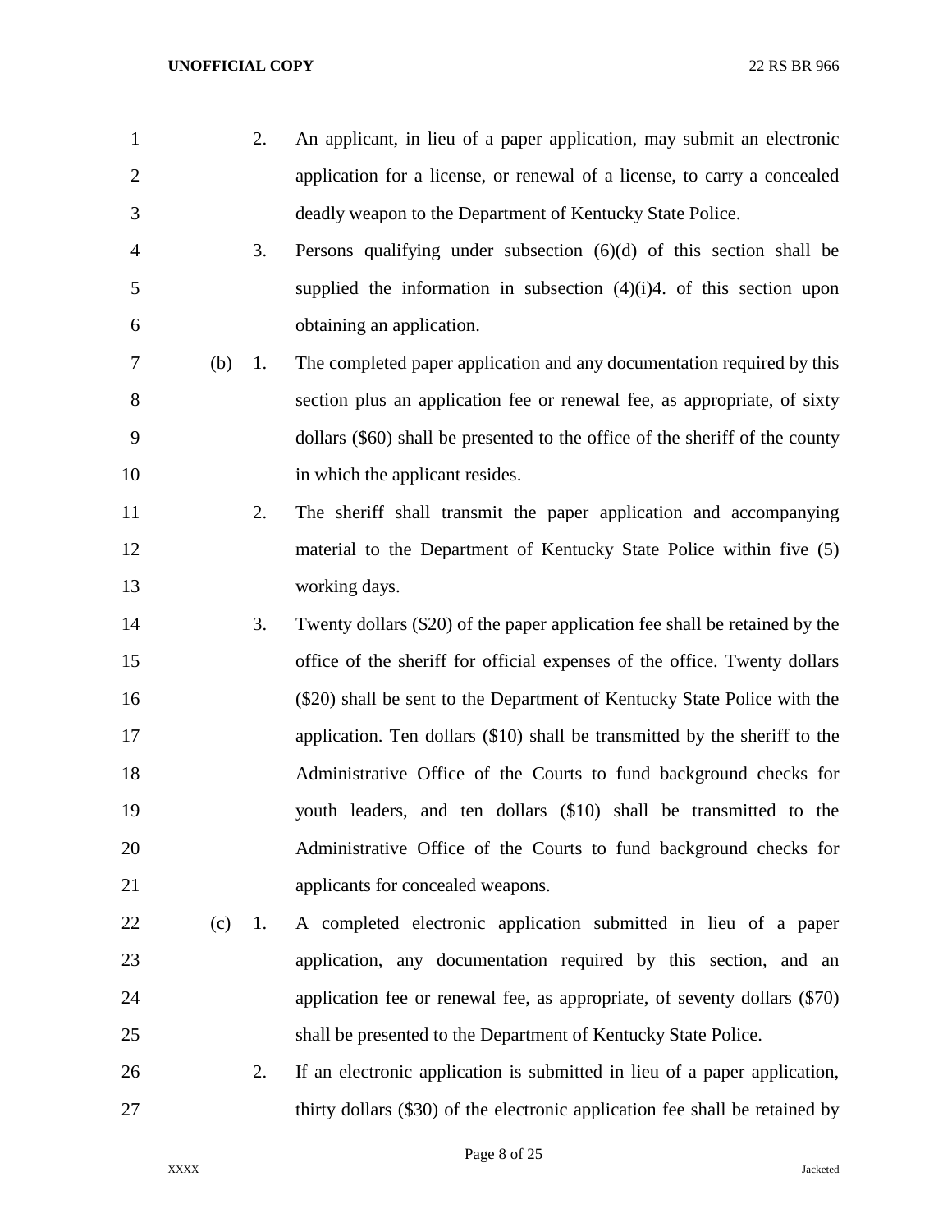2. An applicant, in lieu of a paper application, may submit an electronic application for a license, or renewal of a license, to carry a concealed deadly weapon to the Department of Kentucky State Police.

3. Persons qualifying under subsection (6)(d) of this section shall be supplied the information in subsection (4)(i)4. of this section upon obtaining an application.

(b) 1. The completed paper application and any documentation required by this section plus an application fee or renewal fee, as appropriate, of sixty dollars ($60) shall be presented to the office of the sheriff of the county in which the applicant resides.

2. The sheriff shall transmit the paper application and accompanying material to the Department of Kentucky State Police within five (5) working days.

3. Twenty dollars ($20) of the paper application fee shall be retained by the office of the sheriff for official expenses of the office. Twenty dollars ($20) shall be sent to the Department of Kentucky State Police with the application. Ten dollars ($10) shall be transmitted by the sheriff to the Administrative Office of the Courts to fund background checks for youth leaders, and ten dollars ($10) shall be transmitted to the Administrative Office of the Courts to fund background checks for applicants for concealed weapons.

(c) 1. A completed electronic application submitted in lieu of a paper application, any documentation required by this section, and an application fee or renewal fee, as appropriate, of seventy dollars ($70) shall be presented to the Department of Kentucky State Police.

2. If an electronic application is submitted in lieu of a paper application, thirty dollars ($30) of the electronic application fee shall be retained by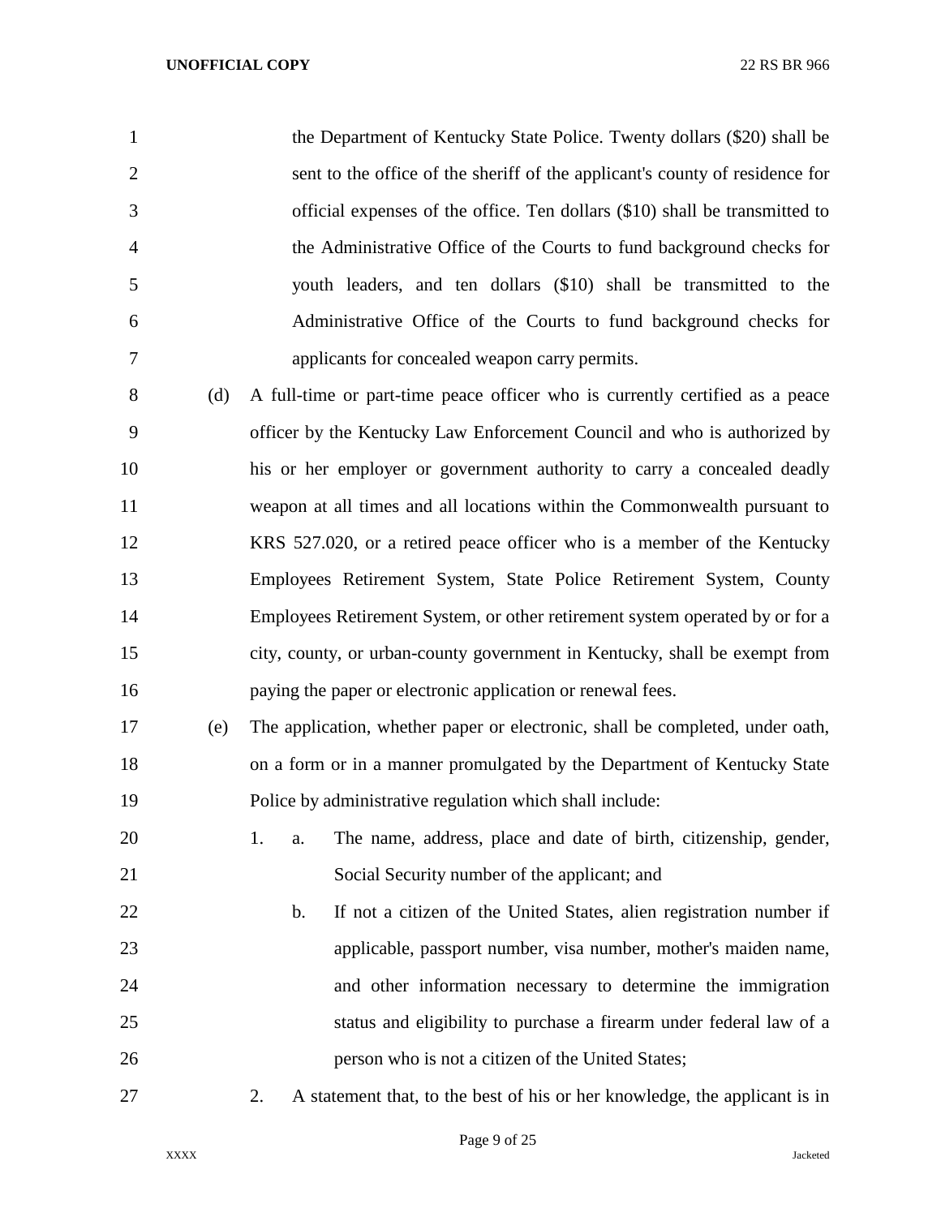the Department of Kentucky State Police. Twenty dollars ($20) shall be sent to the office of the sheriff of the applicant's county of residence for official expenses of the office. Ten dollars ($10) shall be transmitted to the Administrative Office of the Courts to fund background checks for youth leaders, and ten dollars ($10) shall be transmitted to the Administrative Office of the Courts to fund background checks for applicants for concealed weapon carry permits.

(d) A full-time or part-time peace officer who is currently certified as a peace officer by the Kentucky Law Enforcement Council and who is authorized by his or her employer or government authority to carry a concealed deadly weapon at all times and all locations within the Commonwealth pursuant to KRS 527.020, or a retired peace officer who is a member of the Kentucky Employees Retirement System, State Police Retirement System, County Employees Retirement System, or other retirement system operated by or for a city, county, or urban-county government in Kentucky, shall be exempt from paying the paper or electronic application or renewal fees.

(e) The application, whether paper or electronic, shall be completed, under oath, on a form or in a manner promulgated by the Department of Kentucky State Police by administrative regulation which shall include:

1. a. The name, address, place and date of birth, citizenship, gender, Social Security number of the applicant; and

   b. If not a citizen of the United States, alien registration number if applicable, passport number, visa number, mother's maiden name, and other information necessary to determine the immigration status and eligibility to purchase a firearm under federal law of a person who is not a citizen of the United States;

2. A statement that, to the best of his or her knowledge, the applicant is in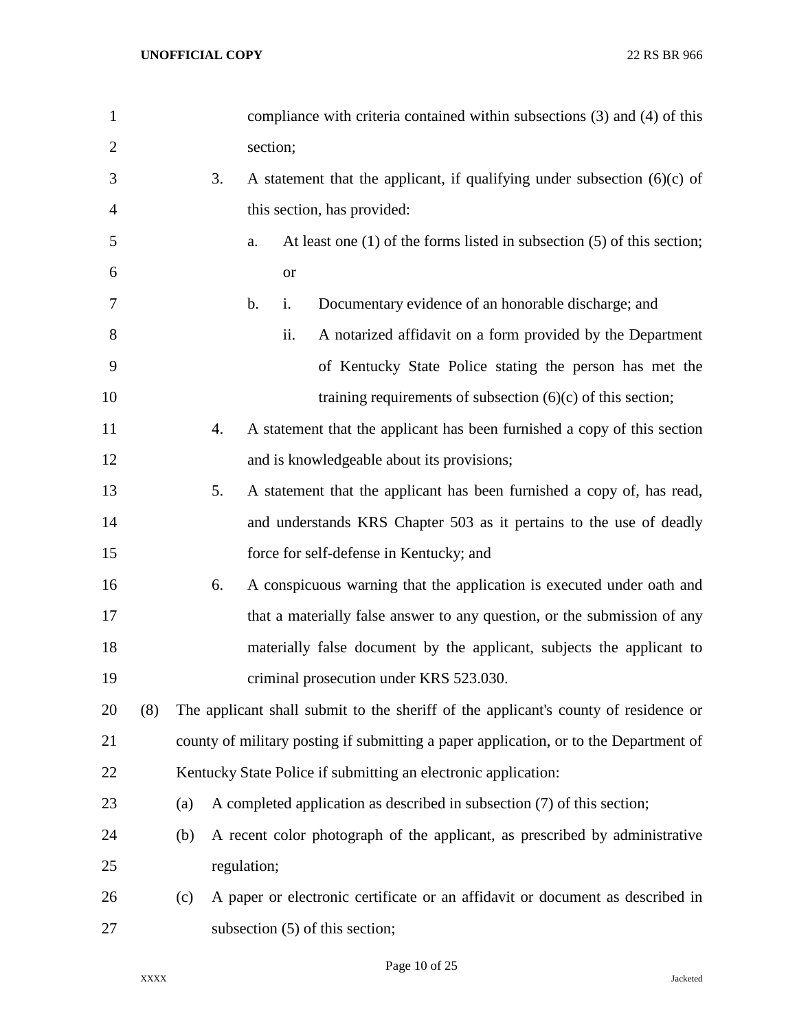compliance with criteria contained within subsections (3) and (4) of this section;

3. A statement that the applicant, if qualifying under subsection (6)(c) of this section, has provided:

   a. At least one (1) of the forms listed in subsection (5) of this section; or

   b. i. Documentary evidence of an honorable discharge; and

      ii. A notarized affidavit on a form provided by the Department of Kentucky State Police stating the person has met the training requirements of subsection (6)(c) of this section;

4. A statement that the applicant has been furnished a copy of this section and is knowledgeable about its provisions;

5. A statement that the applicant has been furnished a copy of, has read, and understands KRS Chapter 503 as it pertains to the use of deadly force for self-defense in Kentucky; and

6. A conspicuous warning that the application is executed under oath and that a materially false answer to any question, or the submission of any materially false document by the applicant, subjects the applicant to criminal prosecution under KRS 523.030.

(8) The applicant shall submit to the sheriff of the applicant's county of residence or county of military posting if submitting a paper application, or to the Department of Kentucky State Police if submitting an electronic application:

(a) A completed application as described in subsection (7) of this section;

(b) A recent color photograph of the applicant, as prescribed by administrative regulation;

(c) A paper or electronic certificate or an affidavit or document as described in subsection (5) of this section;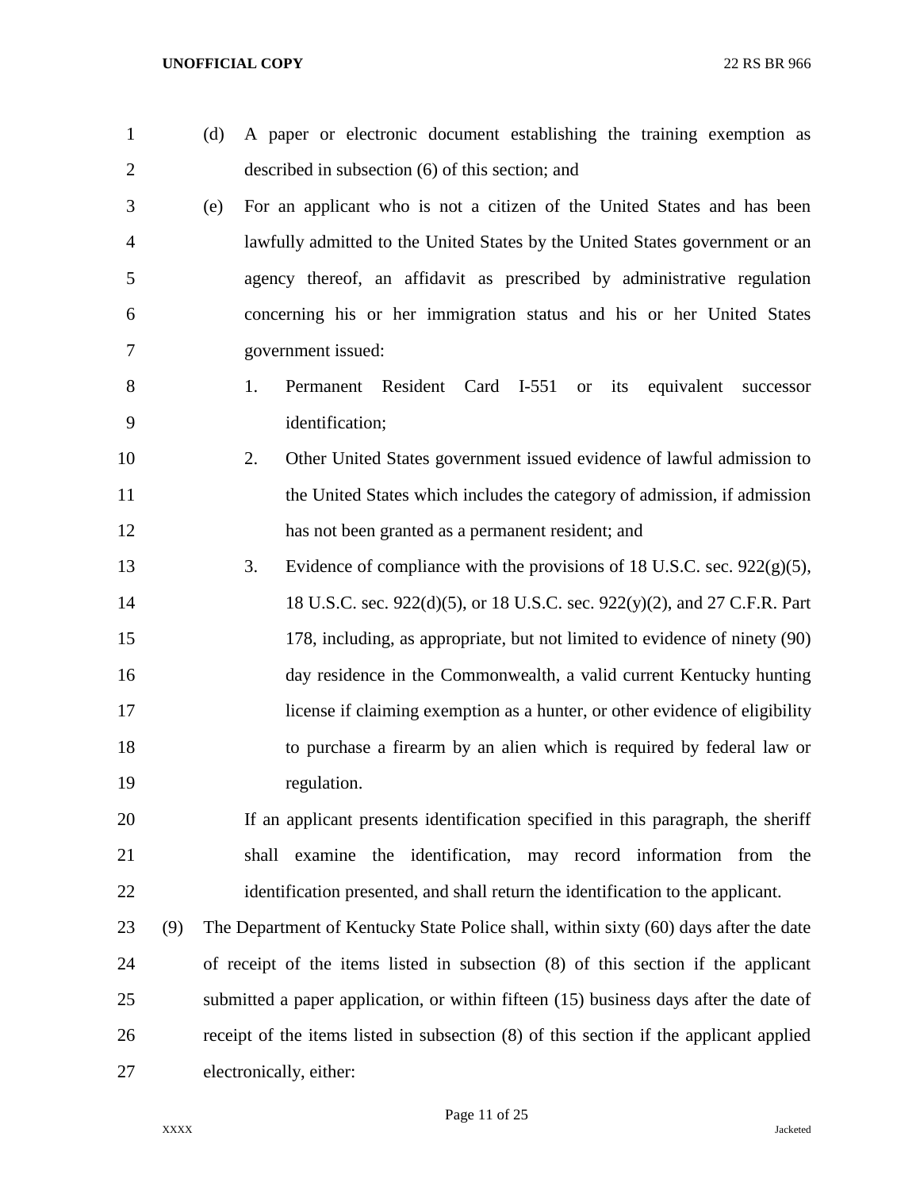(d) A paper or electronic document establishing the training exemption as described in subsection (6) of this section; and

(e) For an applicant who is not a citizen of the United States and has been lawfully admitted to the United States by the United States government or an agency thereof, an affidavit as prescribed by administrative regulation concerning his or her immigration status and his or her United States government issued:

1. Permanent Resident Card I-551 or its equivalent successor identification;

2. Other United States government issued evidence of lawful admission to the United States which includes the category of admission, if admission has not been granted as a permanent resident; and

3. Evidence of compliance with the provisions of 18 U.S.C. sec. 922(g)(5), 18 U.S.C. sec. 922(d)(5), or 18 U.S.C. sec. 922(y)(2), and 27 C.F.R. Part 178, including, as appropriate, but not limited to evidence of ninety (90) day residence in the Commonwealth, a valid current Kentucky hunting license if claiming exemption as a hunter, or other evidence of eligibility to purchase a firearm by an alien which is required by federal law or regulation.

If an applicant presents identification specified in this paragraph, the sheriff shall examine the identification, may record information from the identification presented, and shall return the identification to the applicant.

(9) The Department of Kentucky State Police shall, within sixty (60) days after the date of receipt of the items listed in subsection (8) of this section if the applicant submitted a paper application, or within fifteen (15) business days after the date of receipt of the items listed in subsection (8) of this section if the applicant applied electronically, either: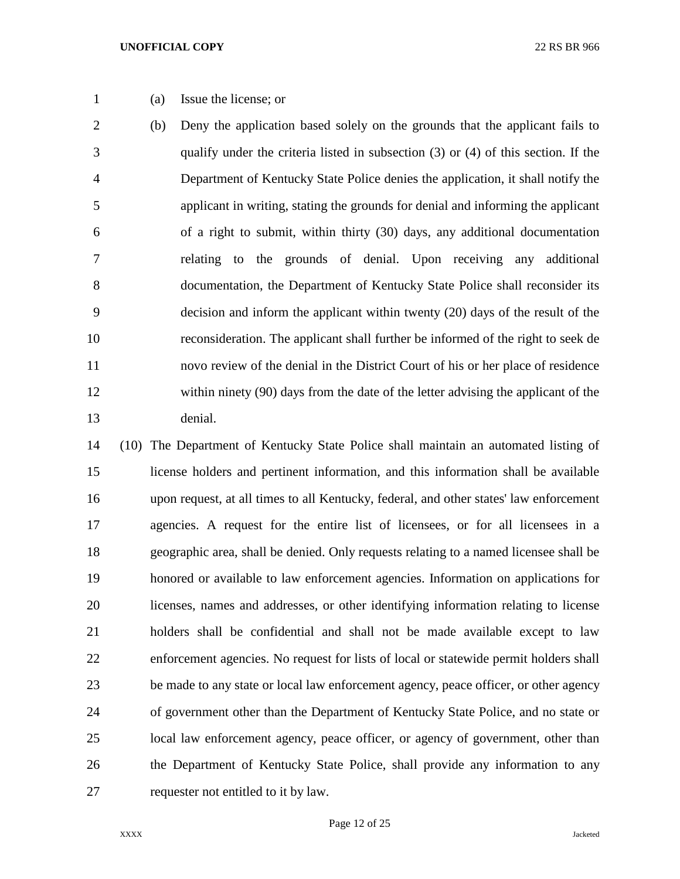(a) Issue the license; or

(b) Deny the application based solely on the grounds that the applicant fails to qualify under the criteria listed in subsection (3) or (4) of this section. If the Department of Kentucky State Police denies the application, it shall notify the applicant in writing, stating the grounds for denial and informing the applicant of a right to submit, within thirty (30) days, any additional documentation relating to the grounds of denial. Upon receiving any additional documentation, the Department of Kentucky State Police shall reconsider its decision and inform the applicant within twenty (20) days of the result of the reconsideration. The applicant shall further be informed of the right to seek de novo review of the denial in the District Court of his or her place of residence within ninety (90) days from the date of the letter advising the applicant of the denial.

(10) The Department of Kentucky State Police shall maintain an automated listing of license holders and pertinent information, and this information shall be available upon request, at all times to all Kentucky, federal, and other states' law enforcement agencies. A request for the entire list of licensees, or for all licensees in a geographic area, shall be denied. Only requests relating to a named licensee shall be honored or available to law enforcement agencies. Information on applications for licenses, names and addresses, or other identifying information relating to license holders shall be confidential and shall not be made available except to law enforcement agencies. No request for lists of local or statewide permit holders shall be made to any state or local law enforcement agency, peace officer, or other agency of government other than the Department of Kentucky State Police, and no state or local law enforcement agency, peace officer, or agency of government, other than the Department of Kentucky State Police, shall provide any information to any requester not entitled to it by law.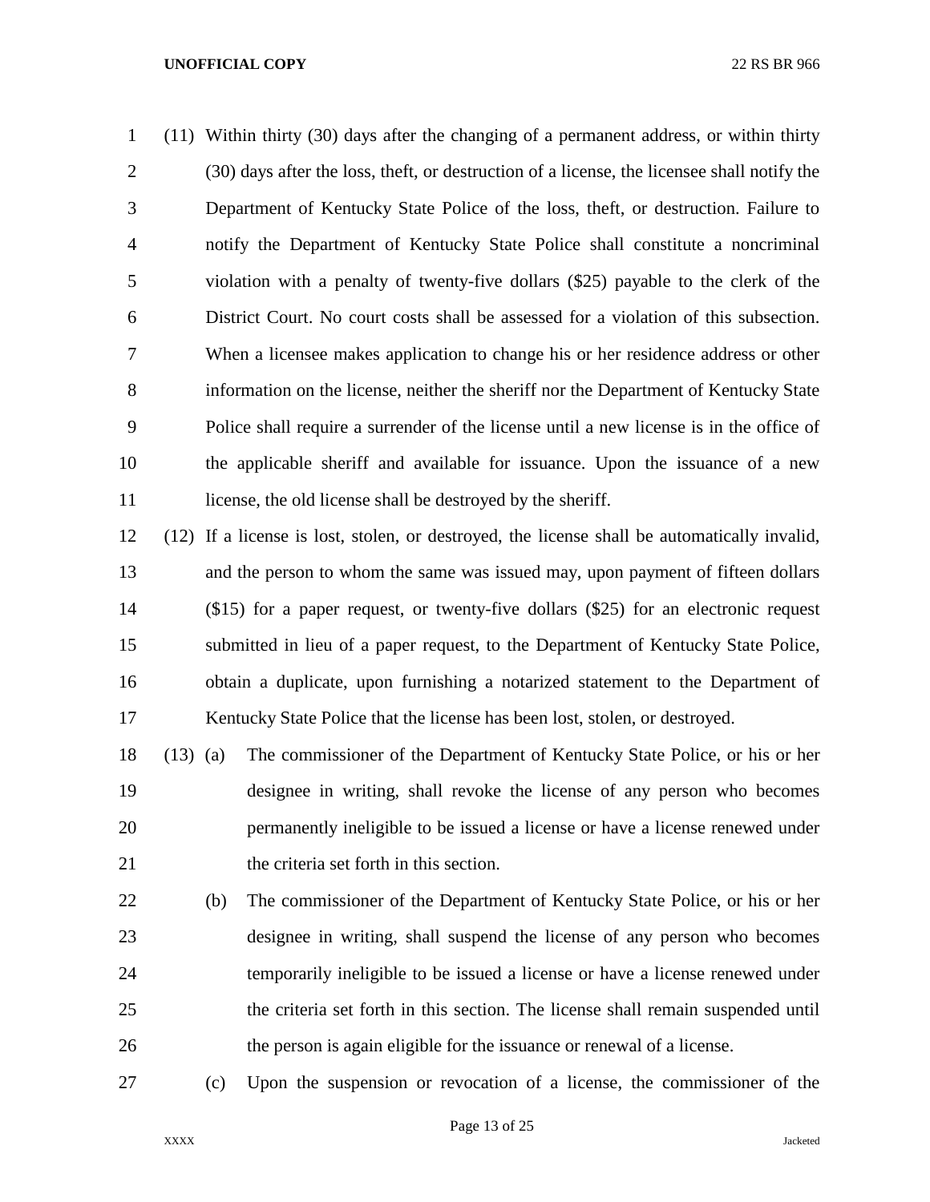(11) Within thirty (30) days after the changing of a permanent address, or within thirty (30) days after the loss, theft, or destruction of a license, the licensee shall notify the Department of Kentucky State Police of the loss, theft, or destruction. Failure to notify the Department of Kentucky State Police shall constitute a noncriminal violation with a penalty of twenty-five dollars ($25) payable to the clerk of the District Court. No court costs shall be assessed for a violation of this subsection. When a licensee makes application to change his or her residence address or other information on the license, neither the sheriff nor the Department of Kentucky State Police shall require a surrender of the license until a new license is in the office of the applicable sheriff and available for issuance. Upon the issuance of a new license, the old license shall be destroyed by the sheriff.

(12) If a license is lost, stolen, or destroyed, the license shall be automatically invalid, and the person to whom the same was issued may, upon payment of fifteen dollars ($15) for a paper request, or twenty-five dollars ($25) for an electronic request submitted in lieu of a paper request, to the Department of Kentucky State Police, obtain a duplicate, upon furnishing a notarized statement to the Department of Kentucky State Police that the license has been lost, stolen, or destroyed.

(13) (a) The commissioner of the Department of Kentucky State Police, or his or her designee in writing, shall revoke the license of any person who becomes permanently ineligible to be issued a license or have a license renewed under the criteria set forth in this section.

(b) The commissioner of the Department of Kentucky State Police, or his or her designee in writing, shall suspend the license of any person who becomes temporarily ineligible to be issued a license or have a license renewed under the criteria set forth in this section. The license shall remain suspended until the person is again eligible for the issuance or renewal of a license.

(c) Upon the suspension or revocation of a license, the commissioner of the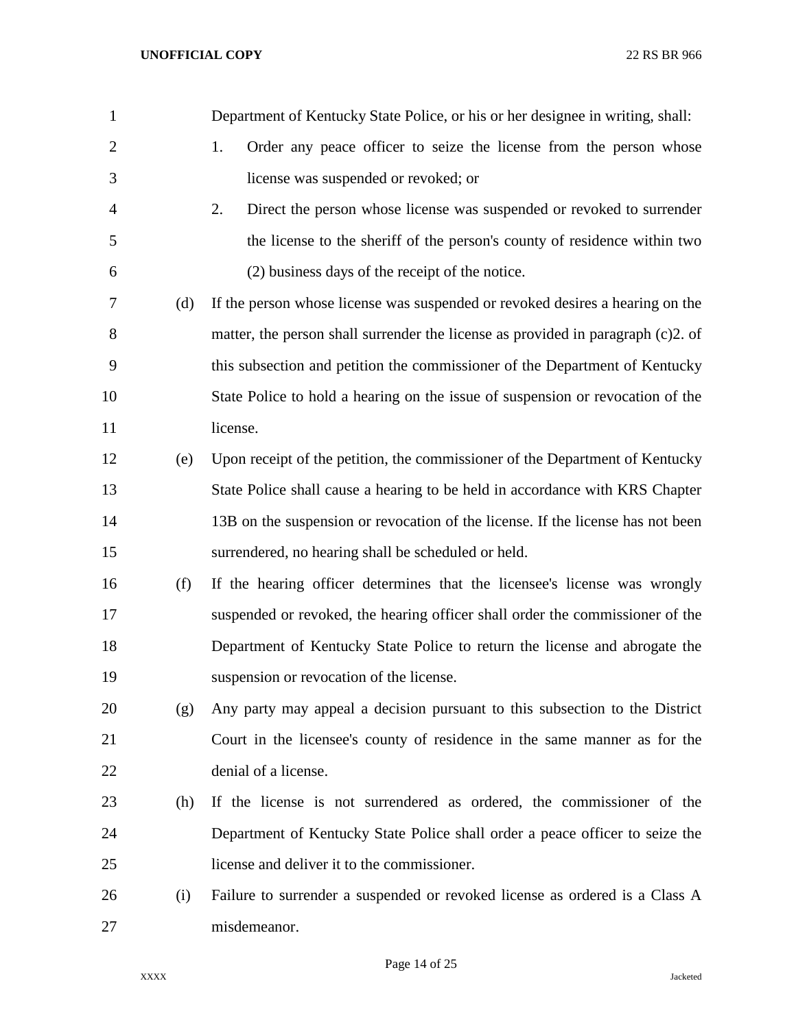Department of Kentucky State Police, or his or her designee in writing, shall:

1. Order any peace officer to seize the license from the person whose license was suspended or revoked; or
2. Direct the person whose license was suspended or revoked to surrender the license to the sheriff of the person's county of residence within two (2) business days of the receipt of the notice.

(d) If the person whose license was suspended or revoked desires a hearing on the matter, the person shall surrender the license as provided in paragraph (c)2. of this subsection and petition the commissioner of the Department of Kentucky State Police to hold a hearing on the issue of suspension or revocation of the license.

(e) Upon receipt of the petition, the commissioner of the Department of Kentucky State Police shall cause a hearing to be held in accordance with KRS Chapter 13B on the suspension or revocation of the license. If the license has not been surrendered, no hearing shall be scheduled or held.

(f) If the hearing officer determines that the licensee's license was wrongly suspended or revoked, the hearing officer shall order the commissioner of the Department of Kentucky State Police to return the license and abrogate the suspension or revocation of the license.

(g) Any party may appeal a decision pursuant to this subsection to the District Court in the licensee's county of residence in the same manner as for the denial of a license.

(h) If the license is not surrendered as ordered, the commissioner of the Department of Kentucky State Police shall order a peace officer to seize the license and deliver it to the commissioner.

(i) Failure to surrender a suspended or revoked license as ordered is a Class A misdemeanor.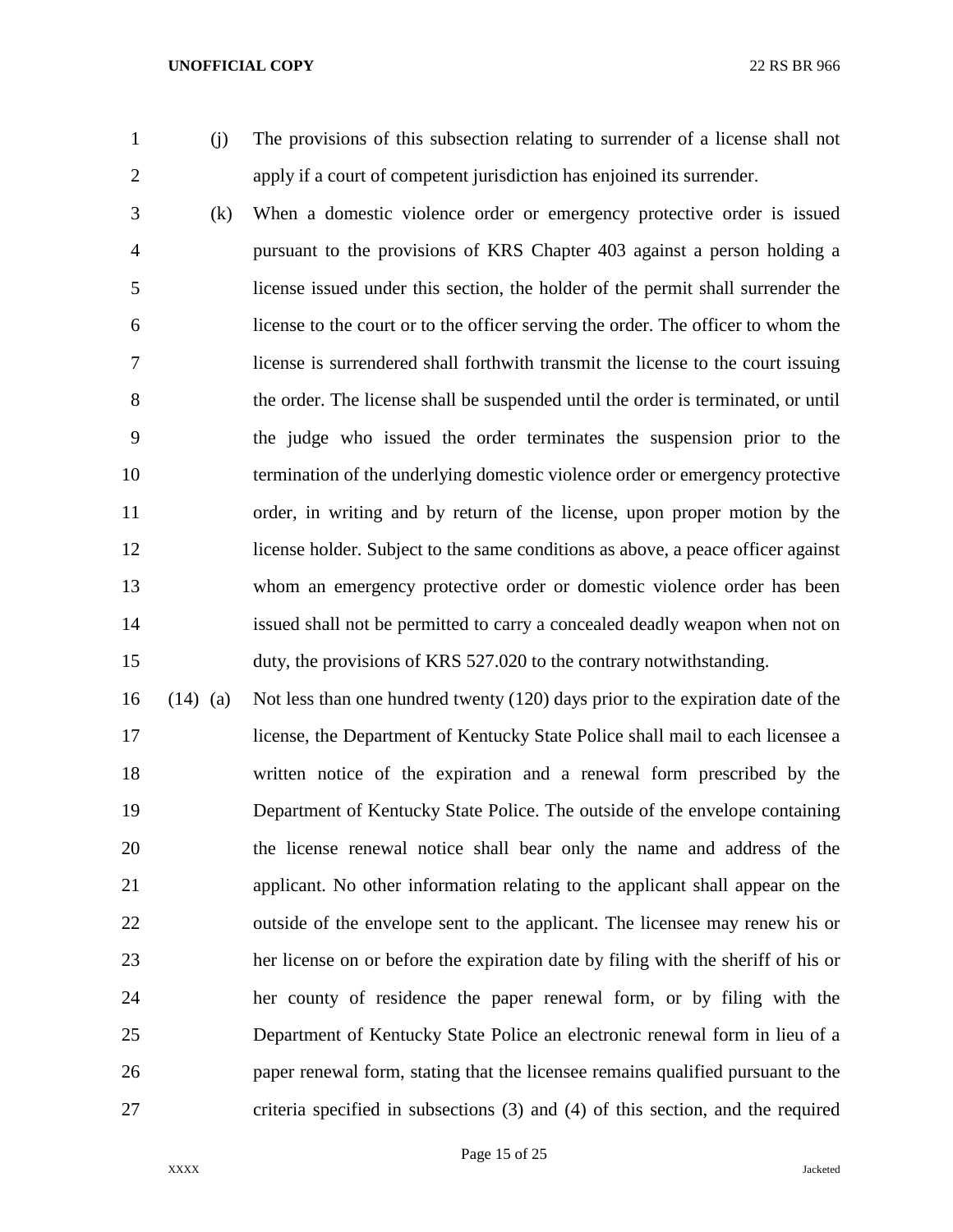(j) The provisions of this subsection relating to surrender of a license shall not apply if a court of competent jurisdiction has enjoined its surrender.

(k) When a domestic violence order or emergency protective order is issued pursuant to the provisions of KRS Chapter 403 against a person holding a license issued under this section, the holder of the permit shall surrender the license to the court or to the officer serving the order. The officer to whom the license is surrendered shall forthwith transmit the license to the court issuing the order. The license shall be suspended until the order is terminated, or until the judge who issued the order terminates the suspension prior to the termination of the underlying domestic violence order or emergency protective order, in writing and by return of the license, upon proper motion by the license holder. Subject to the same conditions as above, a peace officer against whom an emergency protective order or domestic violence order has been issued shall not be permitted to carry a concealed deadly weapon when not on duty, the provisions of KRS 527.020 to the contrary notwithstanding.

(14) (a) Not less than one hundred twenty (120) days prior to the expiration date of the license, the Department of Kentucky State Police shall mail to each licensee a written notice of the expiration and a renewal form prescribed by the Department of Kentucky State Police. The outside of the envelope containing the license renewal notice shall bear only the name and address of the applicant. No other information relating to the applicant shall appear on the outside of the envelope sent to the applicant. The licensee may renew his or her license on or before the expiration date by filing with the sheriff of his or her county of residence the paper renewal form, or by filing with the Department of Kentucky State Police an electronic renewal form in lieu of a paper renewal form, stating that the licensee remains qualified pursuant to the criteria specified in subsections (3) and (4) of this section, and the required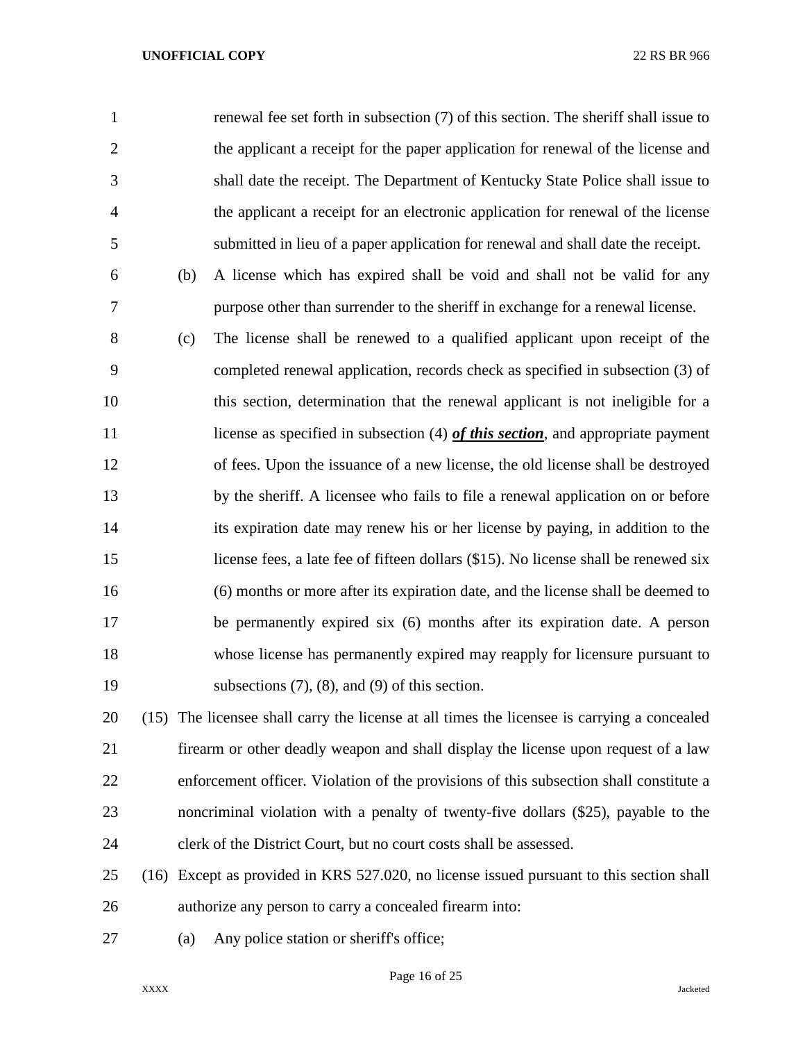renewal fee set forth in subsection (7) of this section. The sheriff shall issue to the applicant a receipt for the paper application for renewal of the license and shall date the receipt. The Department of Kentucky State Police shall issue to the applicant a receipt for an electronic application for renewal of the license submitted in lieu of a paper application for renewal and shall date the receipt.

(b) A license which has expired shall be void and shall not be valid for any purpose other than surrender to the sheriff in exchange for a renewal license.

(c) The license shall be renewed to a qualified applicant upon receipt of the completed renewal application, records check as specified in subsection (3) of this section, determination that the renewal applicant is not ineligible for a license as specified in subsection (4) ***of this section***, and appropriate payment of fees. Upon the issuance of a new license, the old license shall be destroyed by the sheriff. A licensee who fails to file a renewal application on or before its expiration date may renew his or her license by paying, in addition to the license fees, a late fee of fifteen dollars ($15). No license shall be renewed six (6) months or more after its expiration date, and the license shall be deemed to be permanently expired six (6) months after its expiration date. A person whose license has permanently expired may reapply for licensure pursuant to subsections (7), (8), and (9) of this section.

(15) The licensee shall carry the license at all times the licensee is carrying a concealed firearm or other deadly weapon and shall display the license upon request of a law enforcement officer. Violation of the provisions of this subsection shall constitute a noncriminal violation with a penalty of twenty-five dollars ($25), payable to the clerk of the District Court, but no court costs shall be assessed.

(16) Except as provided in KRS 527.020, no license issued pursuant to this section shall authorize any person to carry a concealed firearm into:

(a) Any police station or sheriff's office;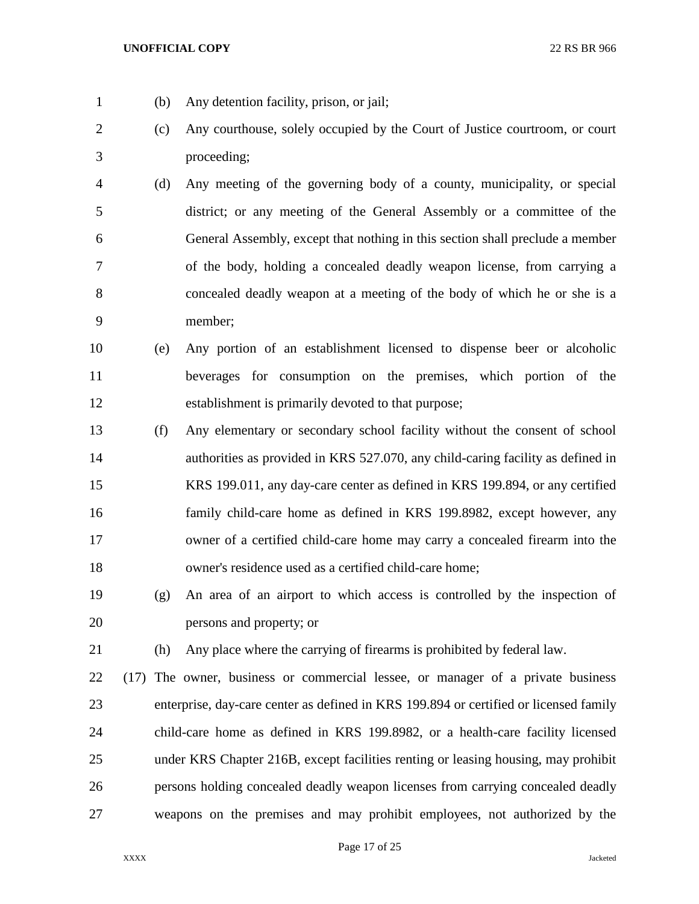(b) Any detention facility, prison, or jail;

(c) Any courthouse, solely occupied by the Court of Justice courtroom, or court proceeding;

(d) Any meeting of the governing body of a county, municipality, or special district; or any meeting of the General Assembly or a committee of the General Assembly, except that nothing in this section shall preclude a member of the body, holding a concealed deadly weapon license, from carrying a concealed deadly weapon at a meeting of the body of which he or she is a member;

(e) Any portion of an establishment licensed to dispense beer or alcoholic beverages for consumption on the premises, which portion of the establishment is primarily devoted to that purpose;

(f) Any elementary or secondary school facility without the consent of school authorities as provided in KRS 527.070, any child-caring facility as defined in KRS 199.011, any day-care center as defined in KRS 199.894, or any certified family child-care home as defined in KRS 199.8982, except however, any owner of a certified child-care home may carry a concealed firearm into the owner's residence used as a certified child-care home;

(g) An area of an airport to which access is controlled by the inspection of persons and property; or

(h) Any place where the carrying of firearms is prohibited by federal law.

(17) The owner, business or commercial lessee, or manager of a private business enterprise, day-care center as defined in KRS 199.894 or certified or licensed family child-care home as defined in KRS 199.8982, or a health-care facility licensed under KRS Chapter 216B, except facilities renting or leasing housing, may prohibit persons holding concealed deadly weapon licenses from carrying concealed deadly weapons on the premises and may prohibit employees, not authorized by the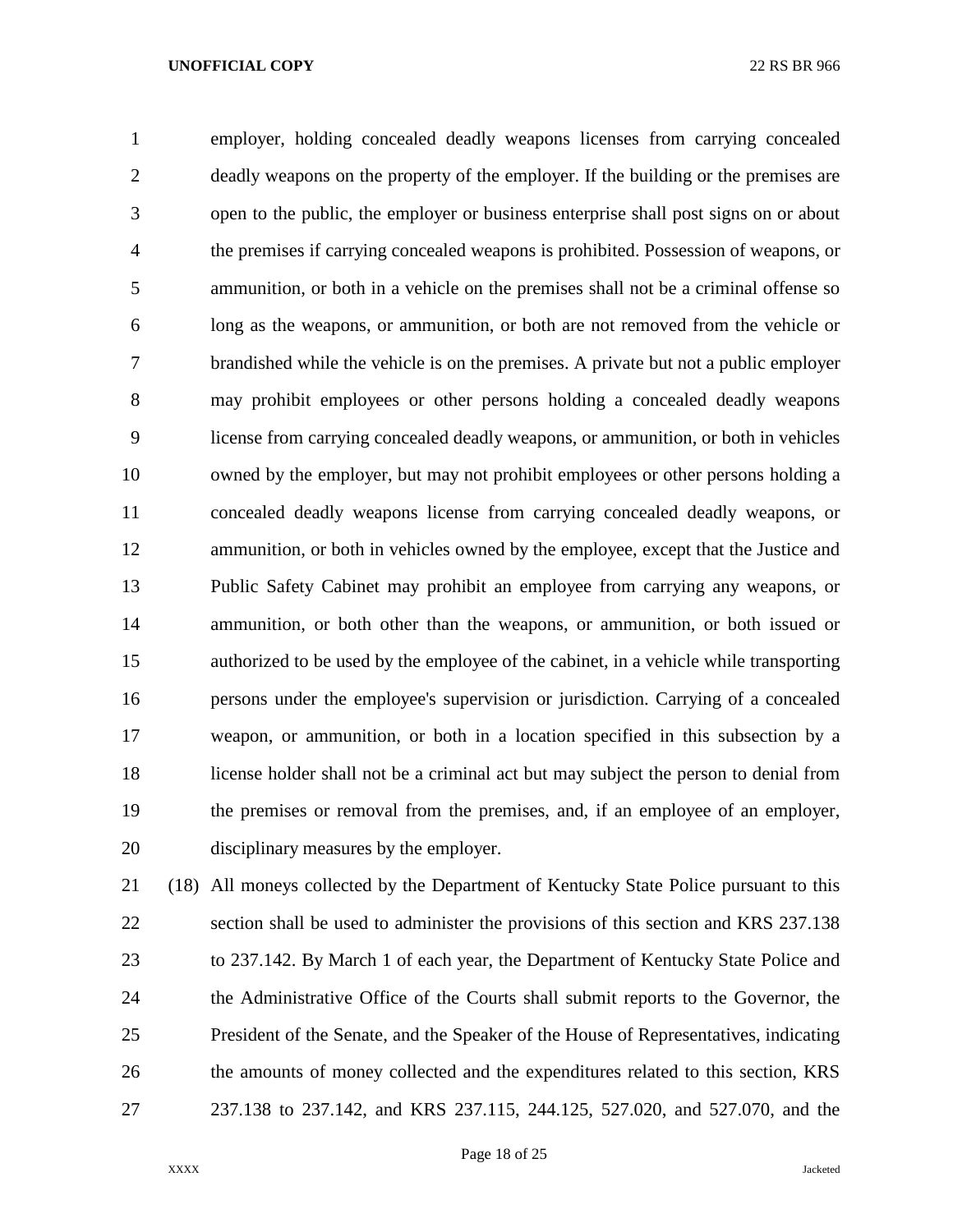employer, holding concealed deadly weapons licenses from carrying concealed deadly weapons on the property of the employer. If the building or the premises are open to the public, the employer or business enterprise shall post signs on or about the premises if carrying concealed weapons is prohibited. Possession of weapons, or ammunition, or both in a vehicle on the premises shall not be a criminal offense so long as the weapons, or ammunition, or both are not removed from the vehicle or brandished while the vehicle is on the premises. A private but not a public employer may prohibit employees or other persons holding a concealed deadly weapons license from carrying concealed deadly weapons, or ammunition, or both in vehicles owned by the employer, but may not prohibit employees or other persons holding a concealed deadly weapons license from carrying concealed deadly weapons, or ammunition, or both in vehicles owned by the employee, except that the Justice and Public Safety Cabinet may prohibit an employee from carrying any weapons, or ammunition, or both other than the weapons, or ammunition, or both issued or authorized to be used by the employee of the cabinet, in a vehicle while transporting persons under the employee's supervision or jurisdiction. Carrying of a concealed weapon, or ammunition, or both in a location specified in this subsection by a license holder shall not be a criminal act but may subject the person to denial from the premises or removal from the premises, and, if an employee of an employer, disciplinary measures by the employer.

(18) All moneys collected by the Department of Kentucky State Police pursuant to this section shall be used to administer the provisions of this section and KRS 237.138 to 237.142. By March 1 of each year, the Department of Kentucky State Police and the Administrative Office of the Courts shall submit reports to the Governor, the President of the Senate, and the Speaker of the House of Representatives, indicating the amounts of money collected and the expenditures related to this section, KRS 237.138 to 237.142, and KRS 237.115, 244.125, 527.020, and 527.070, and the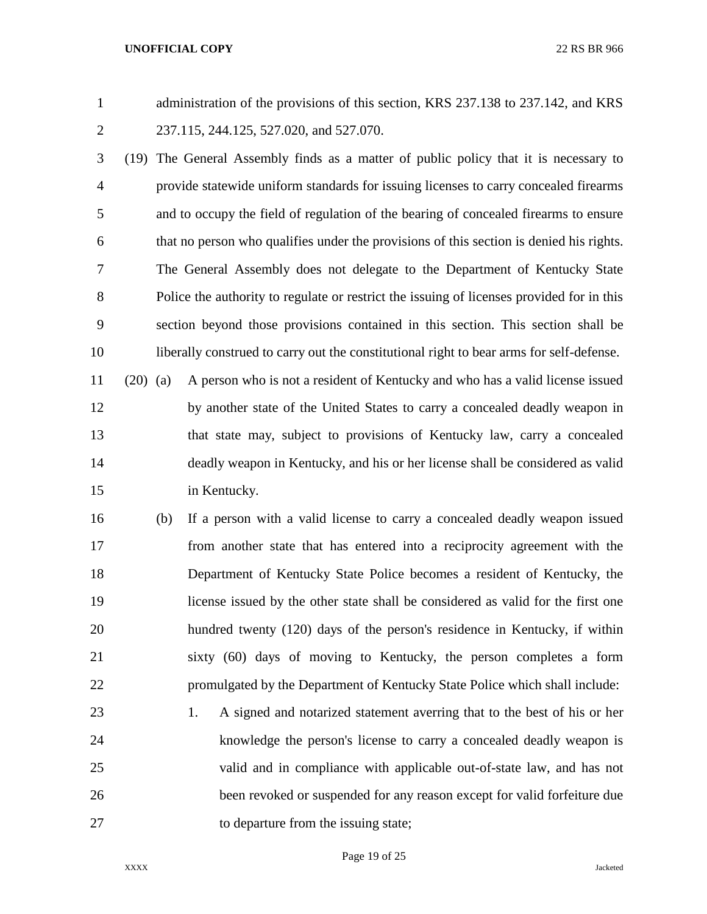administration of the provisions of this section, KRS 237.138 to 237.142, and KRS 237.115, 244.125, 527.020, and 527.070.

(19) The General Assembly finds as a matter of public policy that it is necessary to provide statewide uniform standards for issuing licenses to carry concealed firearms and to occupy the field of regulation of the bearing of concealed firearms to ensure that no person who qualifies under the provisions of this section is denied his rights. The General Assembly does not delegate to the Department of Kentucky State Police the authority to regulate or restrict the issuing of licenses provided for in this section beyond those provisions contained in this section. This section shall be liberally construed to carry out the constitutional right to bear arms for self-defense.

(20) (a) A person who is not a resident of Kentucky and who has a valid license issued by another state of the United States to carry a concealed deadly weapon in that state may, subject to provisions of Kentucky law, carry a concealed deadly weapon in Kentucky, and his or her license shall be considered as valid in Kentucky.

(b) If a person with a valid license to carry a concealed deadly weapon issued from another state that has entered into a reciprocity agreement with the Department of Kentucky State Police becomes a resident of Kentucky, the license issued by the other state shall be considered as valid for the first one hundred twenty (120) days of the person's residence in Kentucky, if within sixty (60) days of moving to Kentucky, the person completes a form promulgated by the Department of Kentucky State Police which shall include:

1. A signed and notarized statement averring that to the best of his or her knowledge the person's license to carry a concealed deadly weapon is valid and in compliance with applicable out-of-state law, and has not been revoked or suspended for any reason except for valid forfeiture due to departure from the issuing state;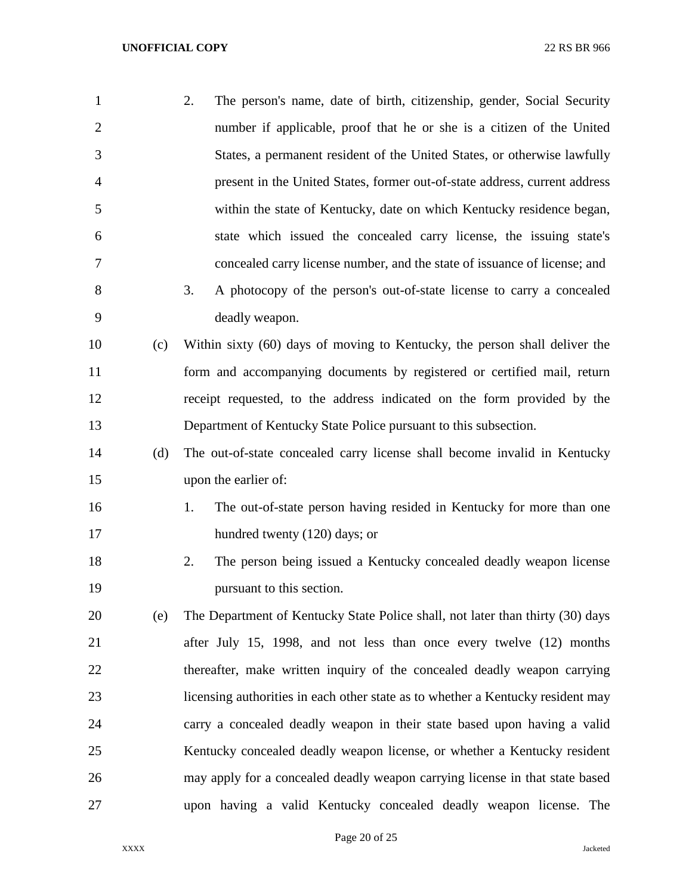2. The person's name, date of birth, citizenship, gender, Social Security number if applicable, proof that he or she is a citizen of the United States, a permanent resident of the United States, or otherwise lawfully present in the United States, former out-of-state address, current address within the state of Kentucky, date on which Kentucky residence began, state which issued the concealed carry license, the issuing state's concealed carry license number, and the state of issuance of license; and

3. A photocopy of the person's out-of-state license to carry a concealed deadly weapon.

(c) Within sixty (60) days of moving to Kentucky, the person shall deliver the form and accompanying documents by registered or certified mail, return receipt requested, to the address indicated on the form provided by the Department of Kentucky State Police pursuant to this subsection.

(d) The out-of-state concealed carry license shall become invalid in Kentucky upon the earlier of:

1. The out-of-state person having resided in Kentucky for more than one hundred twenty (120) days; or

2. The person being issued a Kentucky concealed deadly weapon license pursuant to this section.

(e) The Department of Kentucky State Police shall, not later than thirty (30) days after July 15, 1998, and not less than once every twelve (12) months thereafter, make written inquiry of the concealed deadly weapon carrying licensing authorities in each other state as to whether a Kentucky resident may carry a concealed deadly weapon in their state based upon having a valid Kentucky concealed deadly weapon license, or whether a Kentucky resident may apply for a concealed deadly weapon carrying license in that state based upon having a valid Kentucky concealed deadly weapon license. The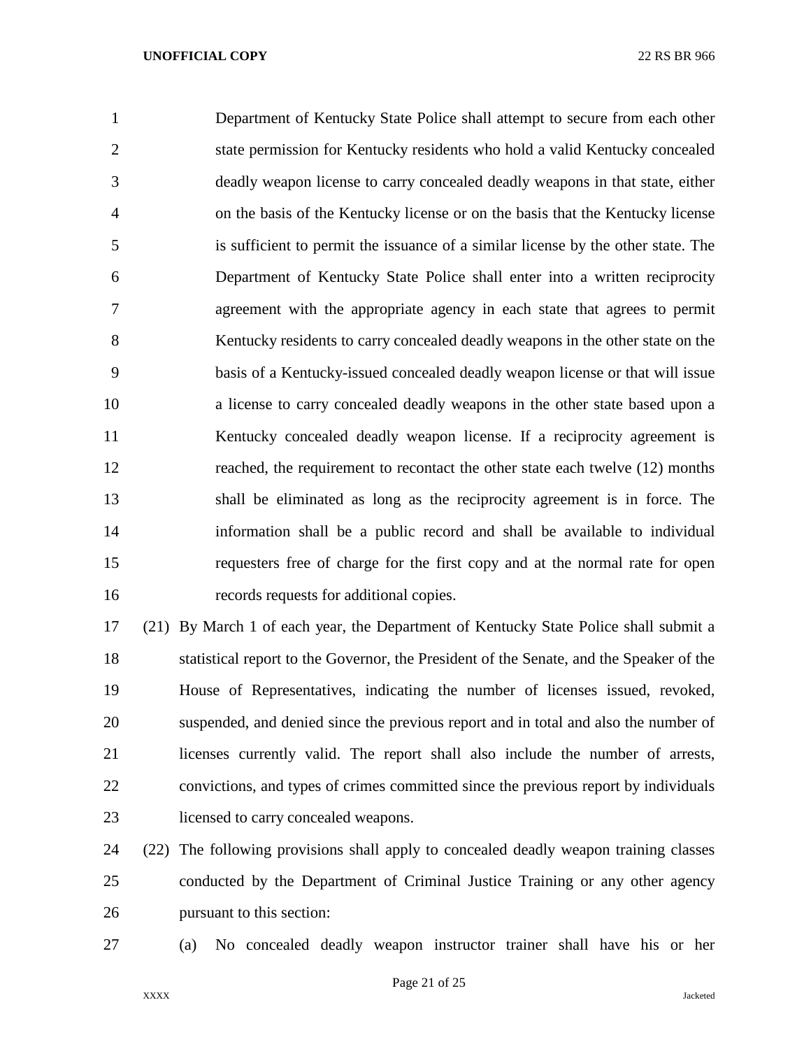Department of Kentucky State Police shall attempt to secure from each other state permission for Kentucky residents who hold a valid Kentucky concealed deadly weapon license to carry concealed deadly weapons in that state, either on the basis of the Kentucky license or on the basis that the Kentucky license is sufficient to permit the issuance of a similar license by the other state. The Department of Kentucky State Police shall enter into a written reciprocity agreement with the appropriate agency in each state that agrees to permit Kentucky residents to carry concealed deadly weapons in the other state on the basis of a Kentucky-issued concealed deadly weapon license or that will issue a license to carry concealed deadly weapons in the other state based upon a Kentucky concealed deadly weapon license. If a reciprocity agreement is reached, the requirement to recontact the other state each twelve (12) months shall be eliminated as long as the reciprocity agreement is in force. The information shall be a public record and shall be available to individual requesters free of charge for the first copy and at the normal rate for open records requests for additional copies.

(21) By March 1 of each year, the Department of Kentucky State Police shall submit a statistical report to the Governor, the President of the Senate, and the Speaker of the House of Representatives, indicating the number of licenses issued, revoked, suspended, and denied since the previous report and in total and also the number of licenses currently valid. The report shall also include the number of arrests, convictions, and types of crimes committed since the previous report by individuals licensed to carry concealed weapons.

(22) The following provisions shall apply to concealed deadly weapon training classes conducted by the Department of Criminal Justice Training or any other agency pursuant to this section:

(a) No concealed deadly weapon instructor trainer shall have his or her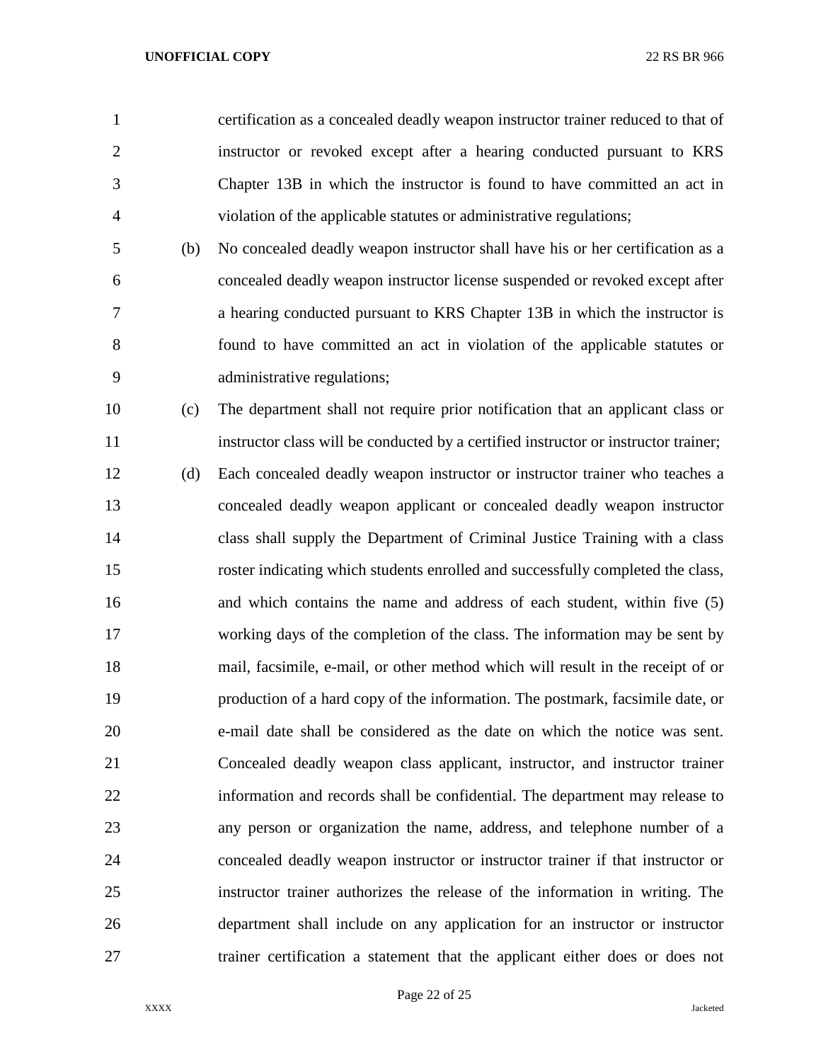certification as a concealed deadly weapon instructor trainer reduced to that of instructor or revoked except after a hearing conducted pursuant to KRS Chapter 13B in which the instructor is found to have committed an act in violation of the applicable statutes or administrative regulations;

(b) No concealed deadly weapon instructor shall have his or her certification as a concealed deadly weapon instructor license suspended or revoked except after a hearing conducted pursuant to KRS Chapter 13B in which the instructor is found to have committed an act in violation of the applicable statutes or administrative regulations;

(c) The department shall not require prior notification that an applicant class or instructor class will be conducted by a certified instructor or instructor trainer;

(d) Each concealed deadly weapon instructor or instructor trainer who teaches a concealed deadly weapon applicant or concealed deadly weapon instructor class shall supply the Department of Criminal Justice Training with a class roster indicating which students enrolled and successfully completed the class, and which contains the name and address of each student, within five (5) working days of the completion of the class. The information may be sent by mail, facsimile, e-mail, or other method which will result in the receipt of or production of a hard copy of the information. The postmark, facsimile date, or e-mail date shall be considered as the date on which the notice was sent. Concealed deadly weapon class applicant, instructor, and instructor trainer information and records shall be confidential. The department may release to any person or organization the name, address, and telephone number of a concealed deadly weapon instructor or instructor trainer if that instructor or instructor trainer authorizes the release of the information in writing. The department shall include on any application for an instructor or instructor trainer certification a statement that the applicant either does or does not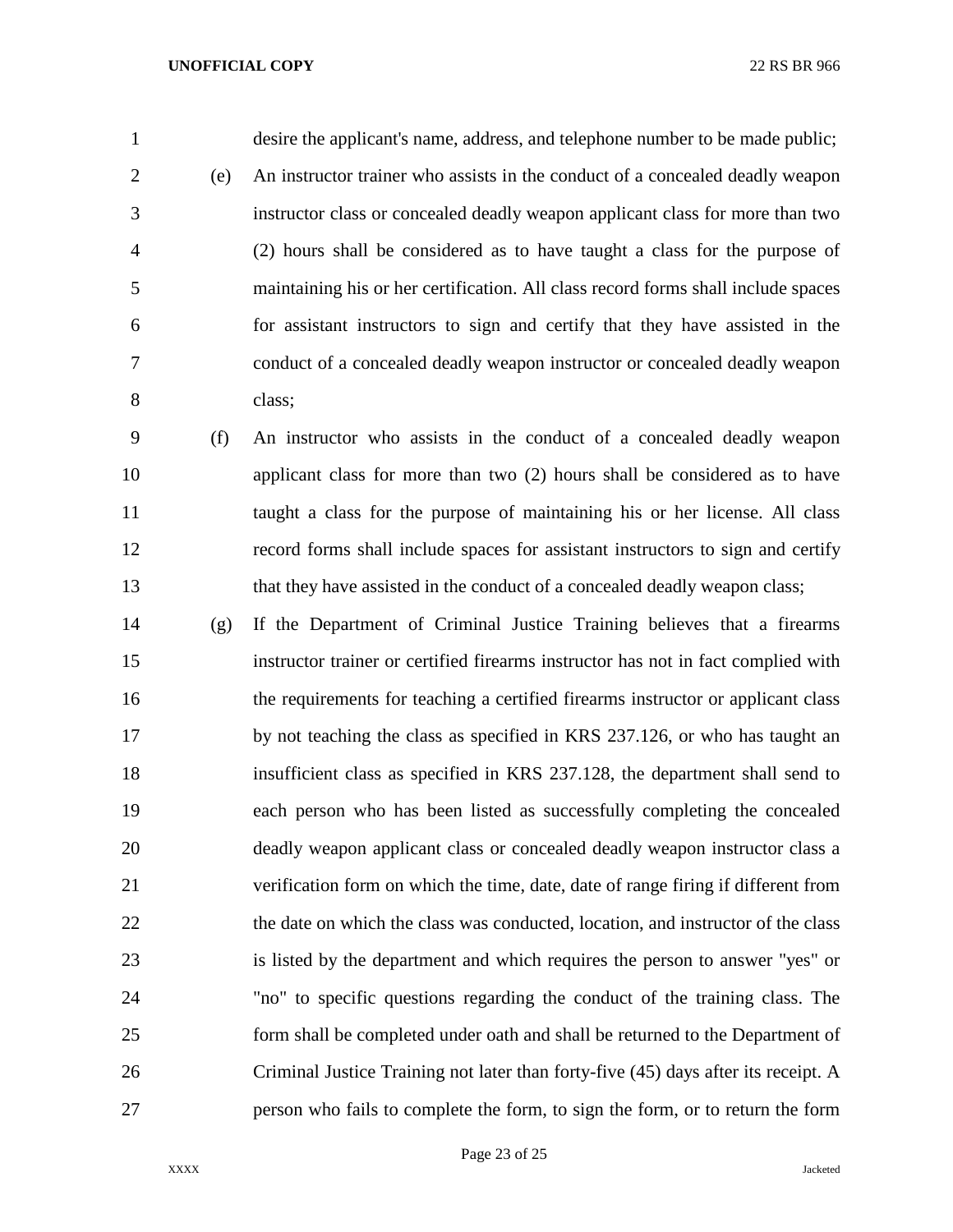desire the applicant's name, address, and telephone number to be made public;

(e) An instructor trainer who assists in the conduct of a concealed deadly weapon instructor class or concealed deadly weapon applicant class for more than two (2) hours shall be considered as to have taught a class for the purpose of maintaining his or her certification. All class record forms shall include spaces for assistant instructors to sign and certify that they have assisted in the conduct of a concealed deadly weapon instructor or concealed deadly weapon class;

(f) An instructor who assists in the conduct of a concealed deadly weapon applicant class for more than two (2) hours shall be considered as to have taught a class for the purpose of maintaining his or her license. All class record forms shall include spaces for assistant instructors to sign and certify that they have assisted in the conduct of a concealed deadly weapon class;

(g) If the Department of Criminal Justice Training believes that a firearms instructor trainer or certified firearms instructor has not in fact complied with the requirements for teaching a certified firearms instructor or applicant class by not teaching the class as specified in KRS 237.126, or who has taught an insufficient class as specified in KRS 237.128, the department shall send to each person who has been listed as successfully completing the concealed deadly weapon applicant class or concealed deadly weapon instructor class a verification form on which the time, date, date of range firing if different from the date on which the class was conducted, location, and instructor of the class is listed by the department and which requires the person to answer "yes" or "no" to specific questions regarding the conduct of the training class. The form shall be completed under oath and shall be returned to the Department of Criminal Justice Training not later than forty-five (45) days after its receipt. A person who fails to complete the form, to sign the form, or to return the form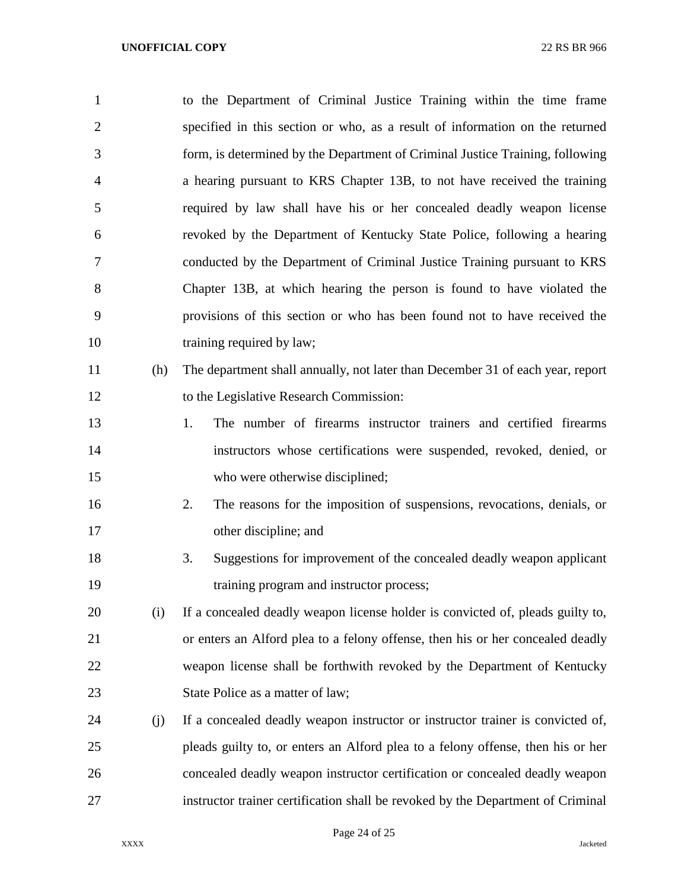to the Department of Criminal Justice Training within the time frame specified in this section or who, as a result of information on the returned form, is determined by the Department of Criminal Justice Training, following a hearing pursuant to KRS Chapter 13B, to not have received the training required by law shall have his or her concealed deadly weapon license revoked by the Department of Kentucky State Police, following a hearing conducted by the Department of Criminal Justice Training pursuant to KRS Chapter 13B, at which hearing the person is found to have violated the provisions of this section or who has been found not to have received the training required by law;

(h) The department shall annually, not later than December 31 of each year, report to the Legislative Research Commission:

1. The number of firearms instructor trainers and certified firearms instructors whose certifications were suspended, revoked, denied, or who were otherwise disciplined;
2. The reasons for the imposition of suspensions, revocations, denials, or other discipline; and
3. Suggestions for improvement of the concealed deadly weapon applicant training program and instructor process;

(i) If a concealed deadly weapon license holder is convicted of, pleads guilty to, or enters an Alford plea to a felony offense, then his or her concealed deadly weapon license shall be forthwith revoked by the Department of Kentucky State Police as a matter of law;

(j) If a concealed deadly weapon instructor or instructor trainer is convicted of, pleads guilty to, or enters an Alford plea to a felony offense, then his or her concealed deadly weapon instructor certification or concealed deadly weapon instructor trainer certification shall be revoked by the Department of Criminal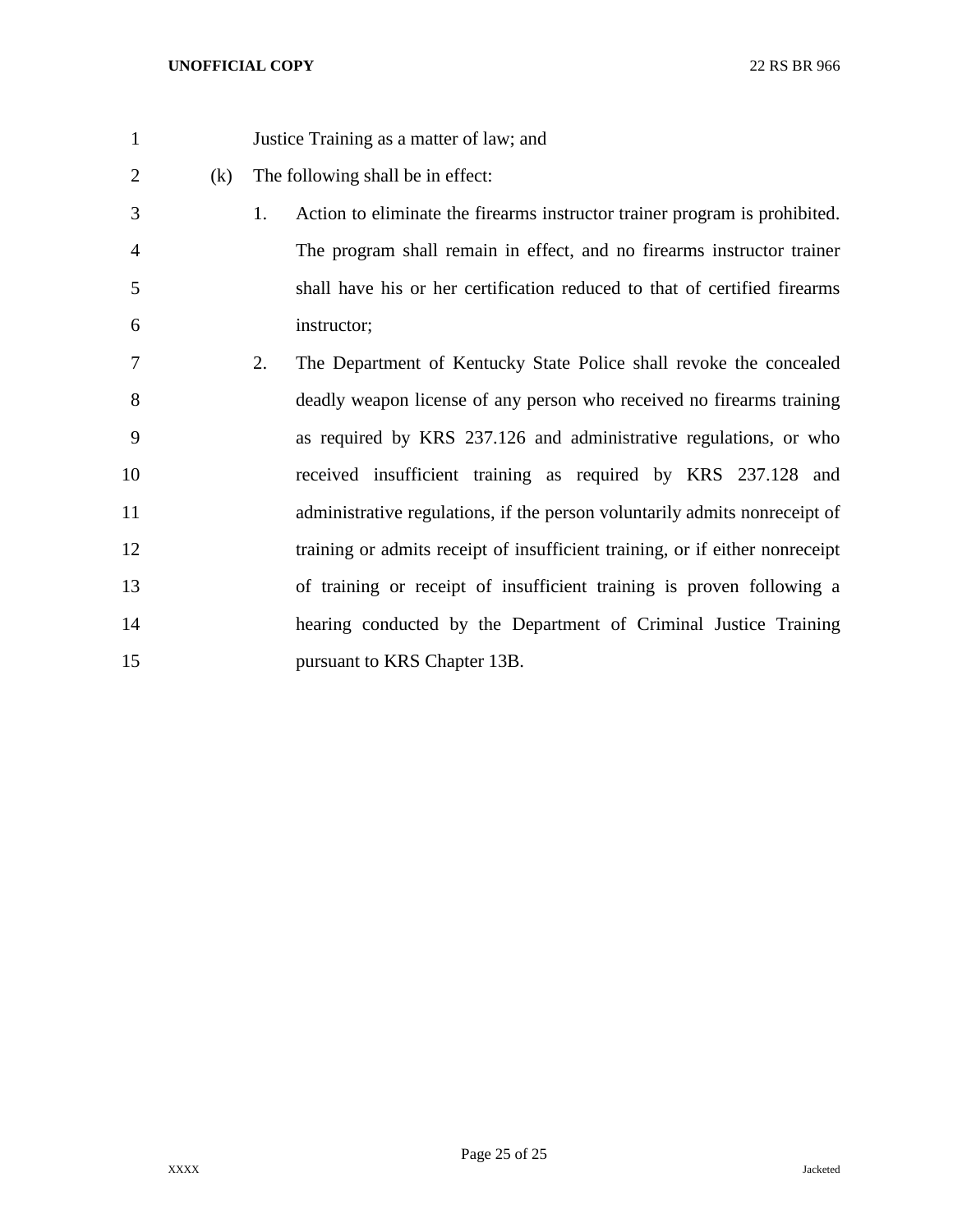Justice Training as a matter of law; and

(k) The following shall be in effect:

1. Action to eliminate the firearms instructor trainer program is prohibited. The program shall remain in effect, and no firearms instructor trainer shall have his or her certification reduced to that of certified firearms instructor;

2. The Department of Kentucky State Police shall revoke the concealed deadly weapon license of any person who received no firearms training as required by KRS 237.126 and administrative regulations, or who received insufficient training as required by KRS 237.128 and administrative regulations, if the person voluntarily admits nonreceipt of training or admits receipt of insufficient training, or if either nonreceipt of training or receipt of insufficient training is proven following a hearing conducted by the Department of Criminal Justice Training pursuant to KRS Chapter 13B.